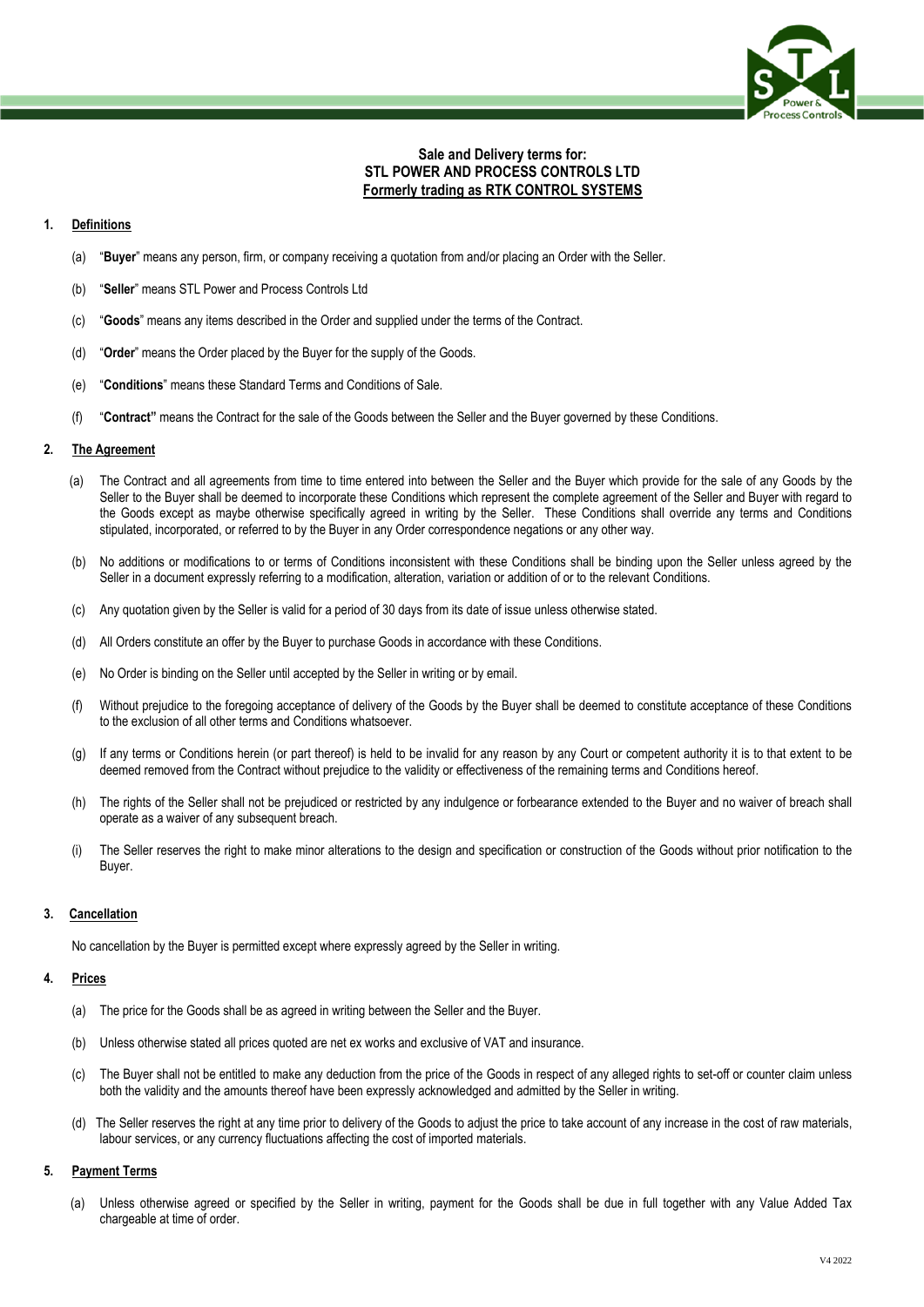**Sale and Delivery terms for:**
**STL POWER AND PROCESS CONTROLS LTD**
**Formerly trading as RTK CONTROL SYSTEMS**

## 1. Definitions

(a) "**Buyer**" means any person, firm, or company receiving a quotation from and/or placing an Order with the Seller.

(b) "**Seller**" means STL Power and Process Controls Ltd

(c) "**Goods**" means any items described in the Order and supplied under the terms of the Contract.

(d) "**Order**" means the Order placed by the Buyer for the supply of the Goods.

(e) "**Conditions**" means these Standard Terms and Conditions of Sale.

(f) "**Contract"** means the Contract for the sale of the Goods between the Seller and the Buyer governed by these Conditions.

## 2. The Agreement

(a) The Contract and all agreements from time to time entered into between the Seller and the Buyer which provide for the sale of any Goods by the Seller to the Buyer shall be deemed to incorporate these Conditions which represent the complete agreement of the Seller and Buyer with regard to the Goods except as maybe otherwise specifically agreed in writing by the Seller. These Conditions shall override any terms and Conditions stipulated, incorporated, or referred to by the Buyer in any Order correspondence negations or any other way.

(b) No additions or modifications to or terms of Conditions inconsistent with these Conditions shall be binding upon the Seller unless agreed by the Seller in a document expressly referring to a modification, alteration, variation or addition of or to the relevant Conditions.

(c) Any quotation given by the Seller is valid for a period of 30 days from its date of issue unless otherwise stated.

(d) All Orders constitute an offer by the Buyer to purchase Goods in accordance with these Conditions.

(e) No Order is binding on the Seller until accepted by the Seller in writing or by email.

(f) Without prejudice to the foregoing acceptance of delivery of the Goods by the Buyer shall be deemed to constitute acceptance of these Conditions to the exclusion of all other terms and Conditions whatsoever.

(g) If any terms or Conditions herein (or part thereof) is held to be invalid for any reason by any Court or competent authority it is to that extent to be deemed removed from the Contract without prejudice to the validity or effectiveness of the remaining terms and Conditions hereof.

(h) The rights of the Seller shall not be prejudiced or restricted by any indulgence or forbearance extended to the Buyer and no waiver of breach shall operate as a waiver of any subsequent breach.

(i) The Seller reserves the right to make minor alterations to the design and specification or construction of the Goods without prior notification to the Buyer.

## 3. Cancellation

No cancellation by the Buyer is permitted except where expressly agreed by the Seller in writing.

## 4. Prices

(a) The price for the Goods shall be as agreed in writing between the Seller and the Buyer.

(b) Unless otherwise stated all prices quoted are net ex works and exclusive of VAT and insurance.

(c) The Buyer shall not be entitled to make any deduction from the price of the Goods in respect of any alleged rights to set-off or counter claim unless both the validity and the amounts thereof have been expressly acknowledged and admitted by the Seller in writing.

(d) The Seller reserves the right at any time prior to delivery of the Goods to adjust the price to take account of any increase in the cost of raw materials, labour services, or any currency fluctuations affecting the cost of imported materials.

## 5. Payment Terms

(a) Unless otherwise agreed or specified by the Seller in writing, payment for the Goods shall be due in full together with any Value Added Tax chargeable at time of order.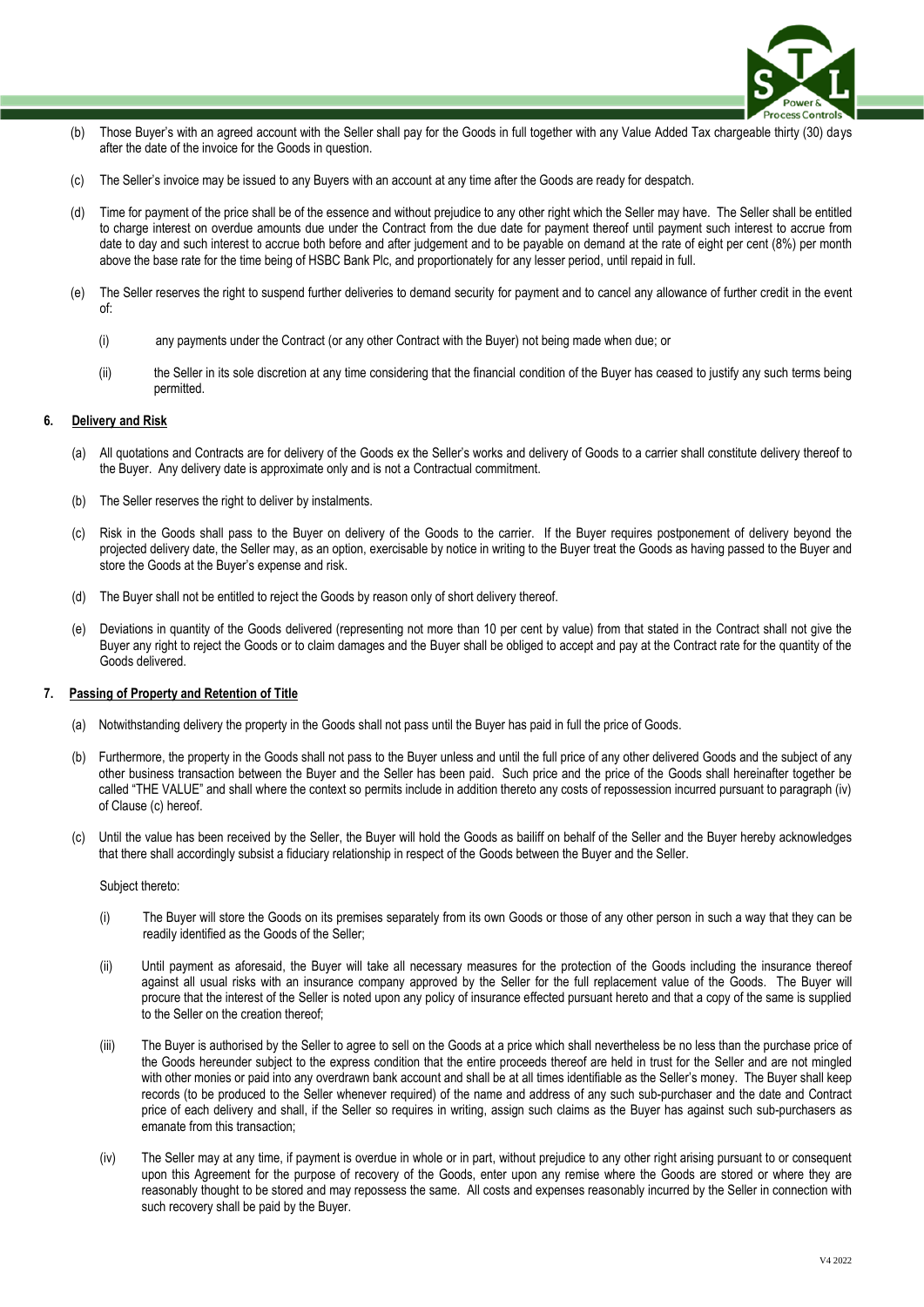(b) Those Buyer's with an agreed account with the Seller shall pay for the Goods in full together with any Value Added Tax chargeable thirty (30) days after the date of the invoice for the Goods in question.

(c) The Seller's invoice may be issued to any Buyers with an account at any time after the Goods are ready for despatch.

(d) Time for payment of the price shall be of the essence and without prejudice to any other right which the Seller may have. The Seller shall be entitled to charge interest on overdue amounts due under the Contract from the due date for payment thereof until payment such interest to accrue from date to day and such interest to accrue both before and after judgement and to be payable on demand at the rate of eight per cent (8%) per month above the base rate for the time being of HSBC Bank Plc, and proportionately for any lesser period, until repaid in full.

(e) The Seller reserves the right to suspend further deliveries to demand security for payment and to cancel any allowance of further credit in the event of:

   (i) any payments under the Contract (or any other Contract with the Buyer) not being made when due; or

   (ii) the Seller in its sole discretion at any time considering that the financial condition of the Buyer has ceased to justify any such terms being permitted.

## 6. Delivery and Risk

(a) All quotations and Contracts are for delivery of the Goods ex the Seller's works and delivery of Goods to a carrier shall constitute delivery thereof to the Buyer. Any delivery date is approximate only and is not a Contractual commitment.

(b) The Seller reserves the right to deliver by instalments.

(c) Risk in the Goods shall pass to the Buyer on delivery of the Goods to the carrier. If the Buyer requires postponement of delivery beyond the projected delivery date, the Seller may, as an option, exercisable by notice in writing to the Buyer treat the Goods as having passed to the Buyer and store the Goods at the Buyer's expense and risk.

(d) The Buyer shall not be entitled to reject the Goods by reason only of short delivery thereof.

(e) Deviations in quantity of the Goods delivered (representing not more than 10 per cent by value) from that stated in the Contract shall not give the Buyer any right to reject the Goods or to claim damages and the Buyer shall be obliged to accept and pay at the Contract rate for the quantity of the Goods delivered.

## 7. Passing of Property and Retention of Title

(a) Notwithstanding delivery the property in the Goods shall not pass until the Buyer has paid in full the price of Goods.

(b) Furthermore, the property in the Goods shall not pass to the Buyer unless and until the full price of any other delivered Goods and the subject of any other business transaction between the Buyer and the Seller has been paid. Such price and the price of the Goods shall hereinafter together be called "THE VALUE" and shall where the context so permits include in addition thereto any costs of repossession incurred pursuant to paragraph (iv) of Clause (c) hereof.

(c) Until the value has been received by the Seller, the Buyer will hold the Goods as bailiff on behalf of the Seller and the Buyer hereby acknowledges that there shall accordingly subsist a fiduciary relationship in respect of the Goods between the Buyer and the Seller.

   Subject thereto:

   (i) The Buyer will store the Goods on its premises separately from its own Goods or those of any other person in such a way that they can be readily identified as the Goods of the Seller;

   (ii) Until payment as aforesaid, the Buyer will take all necessary measures for the protection of the Goods including the insurance thereof against all usual risks with an insurance company approved by the Seller for the full replacement value of the Goods. The Buyer will procure that the interest of the Seller is noted upon any policy of insurance effected pursuant hereto and that a copy of the same is supplied to the Seller on the creation thereof;

   (iii) The Buyer is authorised by the Seller to agree to sell on the Goods at a price which shall nevertheless be no less than the purchase price of the Goods hereunder subject to the express condition that the entire proceeds thereof are held in trust for the Seller and are not mingled with other monies or paid into any overdrawn bank account and shall be at all times identifiable as the Seller's money. The Buyer shall keep records (to be produced to the Seller whenever required) of the name and address of any such sub-purchaser and the date and Contract price of each delivery and shall, if the Seller so requires in writing, assign such claims as the Buyer has against such sub-purchasers as emanate from this transaction;

   (iv) The Seller may at any time, if payment is overdue in whole or in part, without prejudice to any other right arising pursuant to or consequent upon this Agreement for the purpose of recovery of the Goods, enter upon any remise where the Goods are stored or where they are reasonably thought to be stored and may repossess the same. All costs and expenses reasonably incurred by the Seller in connection with such recovery shall be paid by the Buyer.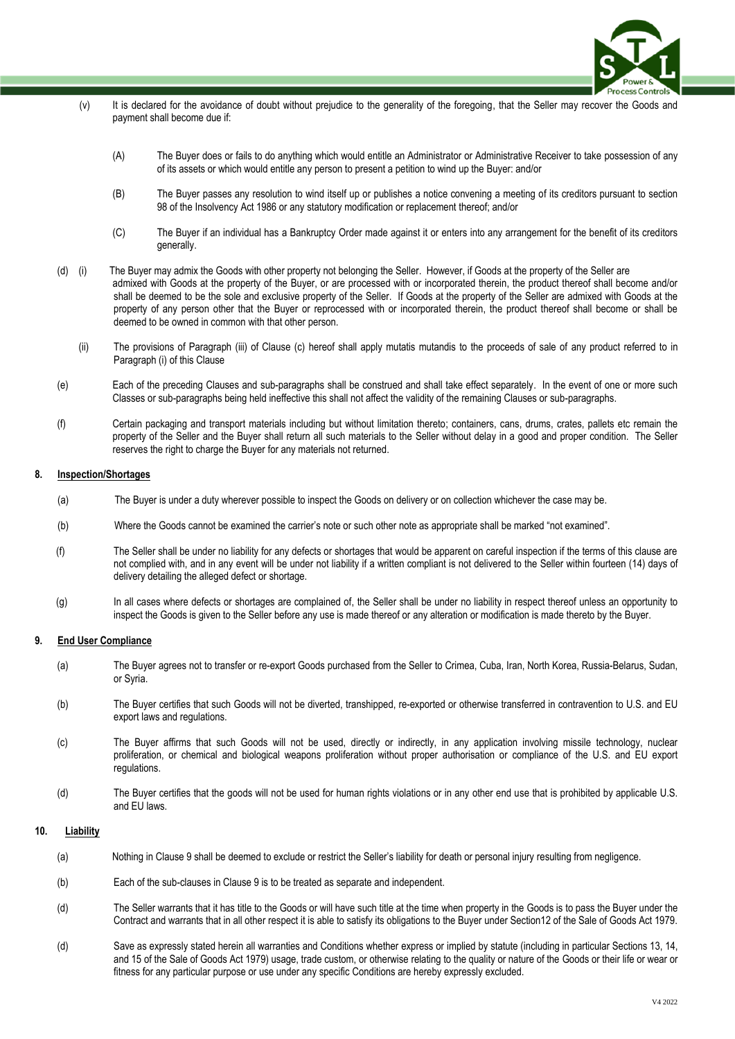(v) It is declared for the avoidance of doubt without prejudice to the generality of the foregoing, that the Seller may recover the Goods and payment shall become due if:

(A) The Buyer does or fails to do anything which would entitle an Administrator or Administrative Receiver to take possession of any of its assets or which would entitle any person to present a petition to wind up the Buyer: and/or

(B) The Buyer passes any resolution to wind itself up or publishes a notice convening a meeting of its creditors pursuant to section 98 of the Insolvency Act 1986 or any statutory modification or replacement thereof; and/or

(C) The Buyer if an individual has a Bankruptcy Order made against it or enters into any arrangement for the benefit of its creditors generally.

(d) (i) The Buyer may admix the Goods with other property not belonging the Seller. However, if Goods at the property of the Seller are admixed with Goods at the property of the Buyer, or are processed with or incorporated therein, the product thereof shall become and/or shall be deemed to be the sole and exclusive property of the Seller. If Goods at the property of the Seller are admixed with Goods at the property of any person other that the Buyer or reprocessed with or incorporated therein, the product thereof shall become or shall be deemed to be owned in common with that other person.

(ii) The provisions of Paragraph (iii) of Clause (c) hereof shall apply mutatis mutandis to the proceeds of sale of any product referred to in Paragraph (i) of this Clause

(e) Each of the preceding Clauses and sub-paragraphs shall be construed and shall take effect separately. In the event of one or more such Classes or sub-paragraphs being held ineffective this shall not affect the validity of the remaining Clauses or sub-paragraphs.

(f) Certain packaging and transport materials including but without limitation thereto; containers, cans, drums, crates, pallets etc remain the property of the Seller and the Buyer shall return all such materials to the Seller without delay in a good and proper condition. The Seller reserves the right to charge the Buyer for any materials not returned.

**8. Inspection/Shortages**

(a) The Buyer is under a duty wherever possible to inspect the Goods on delivery or on collection whichever the case may be.

(b) Where the Goods cannot be examined the carrier's note or such other note as appropriate shall be marked "not examined".

(f) The Seller shall be under no liability for any defects or shortages that would be apparent on careful inspection if the terms of this clause are not complied with, and in any event will be under not liability if a written compliant is not delivered to the Seller within fourteen (14) days of delivery detailing the alleged defect or shortage.

(g) In all cases where defects or shortages are complained of, the Seller shall be under no liability in respect thereof unless an opportunity to inspect the Goods is given to the Seller before any use is made thereof or any alteration or modification is made thereto by the Buyer.

**9. End User Compliance**

(a) The Buyer agrees not to transfer or re-export Goods purchased from the Seller to Crimea, Cuba, Iran, North Korea, Russia-Belarus, Sudan, or Syria.

(b) The Buyer certifies that such Goods will not be diverted, transhipped, re-exported or otherwise transferred in contravention to U.S. and EU export laws and regulations.

(c) The Buyer affirms that such Goods will not be used, directly or indirectly, in any application involving missile technology, nuclear proliferation, or chemical and biological weapons proliferation without proper authorisation or compliance of the U.S. and EU export regulations.

(d) The Buyer certifies that the goods will not be used for human rights violations or in any other end use that is prohibited by applicable U.S. and EU laws.

**10. Liability**

(a) Nothing in Clause 9 shall be deemed to exclude or restrict the Seller's liability for death or personal injury resulting from negligence.

(b) Each of the sub-clauses in Clause 9 is to be treated as separate and independent.

(d) The Seller warrants that it has title to the Goods or will have such title at the time when property in the Goods is to pass the Buyer under the Contract and warrants that in all other respect it is able to satisfy its obligations to the Buyer under Section12 of the Sale of Goods Act 1979.

(d) Save as expressly stated herein all warranties and Conditions whether express or implied by statute (including in particular Sections 13, 14, and 15 of the Sale of Goods Act 1979) usage, trade custom, or otherwise relating to the quality or nature of the Goods or their life or wear or fitness for any particular purpose or use under any specific Conditions are hereby expressly excluded.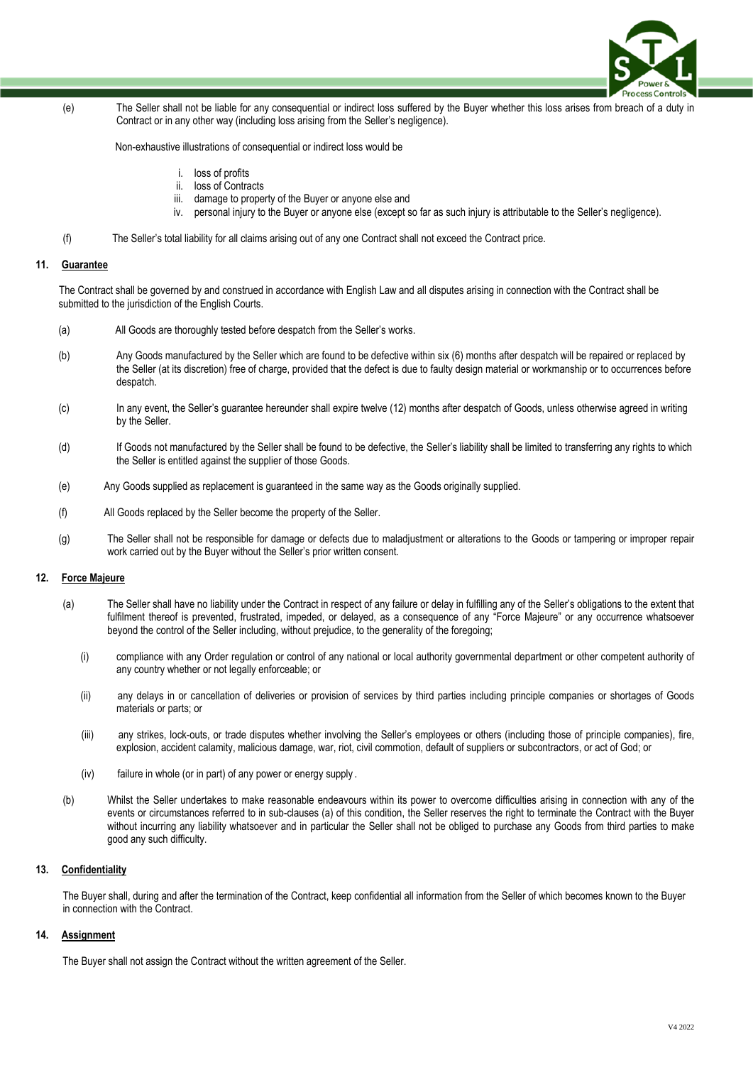(e) The Seller shall not be liable for any consequential or indirect loss suffered by the Buyer whether this loss arises from breach of a duty in Contract or in any other way (including loss arising from the Seller's negligence).

Non-exhaustive illustrations of consequential or indirect loss would be

i. loss of profits
ii. loss of Contracts
iii. damage to property of the Buyer or anyone else and
iv. personal injury to the Buyer or anyone else (except so far as such injury is attributable to the Seller's negligence).

(f) The Seller's total liability for all claims arising out of any one Contract shall not exceed the Contract price.

## 11. Guarantee

The Contract shall be governed by and construed in accordance with English Law and all disputes arising in connection with the Contract shall be submitted to the jurisdiction of the English Courts.

(a) All Goods are thoroughly tested before despatch from the Seller's works.

(b) Any Goods manufactured by the Seller which are found to be defective within six (6) months after despatch will be repaired or replaced by the Seller (at its discretion) free of charge, provided that the defect is due to faulty design material or workmanship or to occurrences before despatch.

(c) In any event, the Seller's guarantee hereunder shall expire twelve (12) months after despatch of Goods, unless otherwise agreed in writing by the Seller.

(d) If Goods not manufactured by the Seller shall be found to be defective, the Seller's liability shall be limited to transferring any rights to which the Seller is entitled against the supplier of those Goods.

(e) Any Goods supplied as replacement is guaranteed in the same way as the Goods originally supplied.

(f) All Goods replaced by the Seller become the property of the Seller.

(g) The Seller shall not be responsible for damage or defects due to maladjustment or alterations to the Goods or tampering or improper repair work carried out by the Buyer without the Seller's prior written consent.

## 12. Force Majeure

(a) The Seller shall have no liability under the Contract in respect of any failure or delay in fulfilling any of the Seller's obligations to the extent that fulfilment thereof is prevented, frustrated, impeded, or delayed, as a consequence of any "Force Majeure" or any occurrence whatsoever beyond the control of the Seller including, without prejudice, to the generality of the foregoing;

(i) compliance with any Order regulation or control of any national or local authority governmental department or other competent authority of any country whether or not legally enforceable; or

(ii) any delays in or cancellation of deliveries or provision of services by third parties including principle companies or shortages of Goods materials or parts; or

(iii) any strikes, lock-outs, or trade disputes whether involving the Seller's employees or others (including those of principle companies), fire, explosion, accident calamity, malicious damage, war, riot, civil commotion, default of suppliers or subcontractors, or act of God; or

(iv) failure in whole (or in part) of any power or energy supply .

(b) Whilst the Seller undertakes to make reasonable endeavours within its power to overcome difficulties arising in connection with any of the events or circumstances referred to in sub-clauses (a) of this condition, the Seller reserves the right to terminate the Contract with the Buyer without incurring any liability whatsoever and in particular the Seller shall not be obliged to purchase any Goods from third parties to make good any such difficulty.

## 13. Confidentiality

The Buyer shall, during and after the termination of the Contract, keep confidential all information from the Seller of which becomes known to the Buyer in connection with the Contract.

## 14. Assignment

The Buyer shall not assign the Contract without the written agreement of the Seller.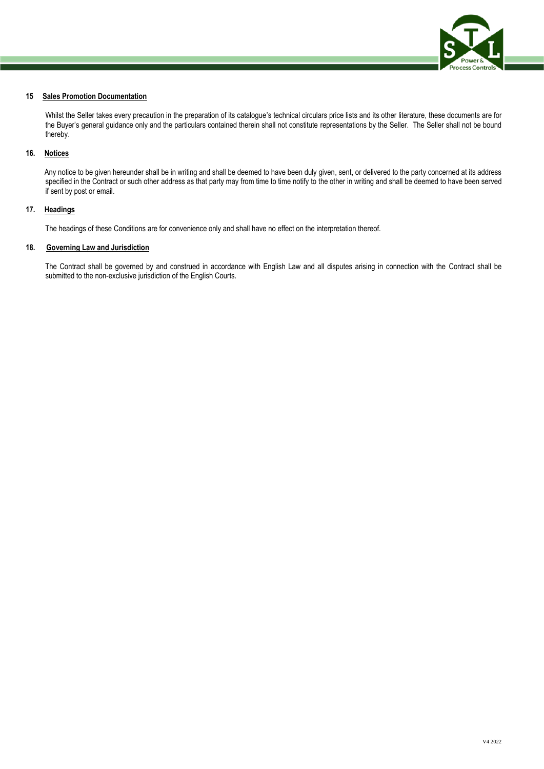**15 Sales Promotion Documentation**

Whilst the Seller takes every precaution in the preparation of its catalogue's technical circulars price lists and its other literature, these documents are for the Buyer's general guidance only and the particulars contained therein shall not constitute representations by the Seller. The Seller shall not be bound thereby.

**16. Notices**

Any notice to be given hereunder shall be in writing and shall be deemed to have been duly given, sent, or delivered to the party concerned at its address specified in the Contract or such other address as that party may from time to time notify to the other in writing and shall be deemed to have been served if sent by post or email.

**17. Headings**

The headings of these Conditions are for convenience only and shall have no effect on the interpretation thereof.

**18. Governing Law and Jurisdiction**

The Contract shall be governed by and construed in accordance with English Law and all disputes arising in connection with the Contract shall be submitted to the non-exclusive jurisdiction of the English Courts.